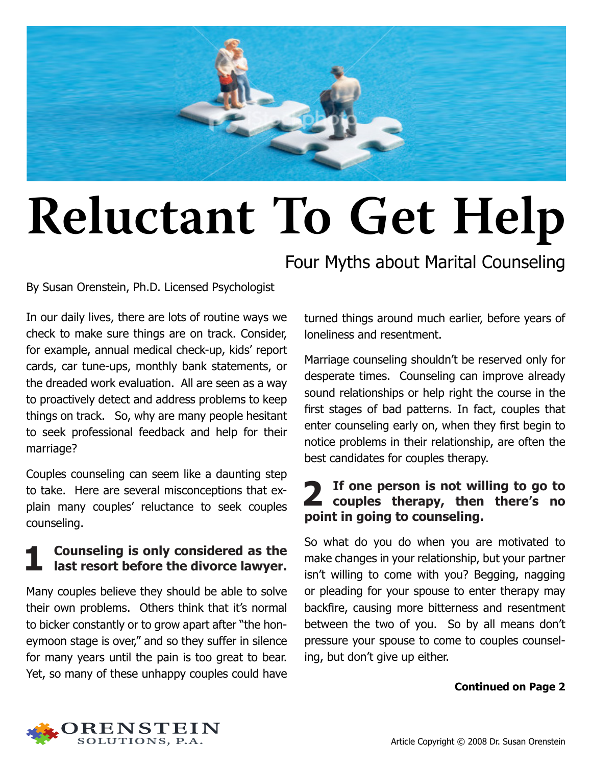# Reluctant To Get Help

## Four Myths about Marital Counseling

By Susan Orenstein, Ph.D. Licensed Psychologist

In our daily lives, there are lots of routine ways we check to make sure things are on track. Consider, for example, annual medical check-up, kids' report cards, car tune-ups, monthly bank statements, or the dreaded work evaluation. All are seen as a way to proactively detect and address problems to keep things on track. So, why are many people hesitant to seek professional feedback and help for their marriage?

Couples counseling can seem like a daunting step to take. Here are several misconceptions that explain many couples' reluctance to seek couples counseling.

### 1 Counseling is only considered as the last resort before the divorce lawyer.

Many couples believe they should be able to solve their own problems. Others think that it's normal to bicker constantly or to grow apart after "the honeymoon stage is over," and so they suffer in silence for many years until the pain is too great to bear. Yet, so many of these unhappy couples could have turned things around much earlier, before years of loneliness and resentment.

Marriage counseling shouldn't be reserved only for desperate times. Counseling can improve already sound relationships or help right the course in the first stages of bad patterns. In fact, couples that enter counseling early on, when they first begin to notice problems in their relationship, are often the best candidates for couples therapy.

### 2 If one person is not willing to go to couples therapy, then there's no point in going to counseling.

So what do you do when you are motivated to make changes in your relationship, but your partner isn't willing to come with you? Begging, nagging or pleading for your spouse to enter therapy may backfire, causing more bitterness and resentment between the two of you. So by all means don't pressure your spouse to come to couples counseling, but don't give up either.

**Continued on Page 2**

ORENSTEIN SOLUTIONS, P.A.

Article Copyright © 2008 Dr. Susan Orenstein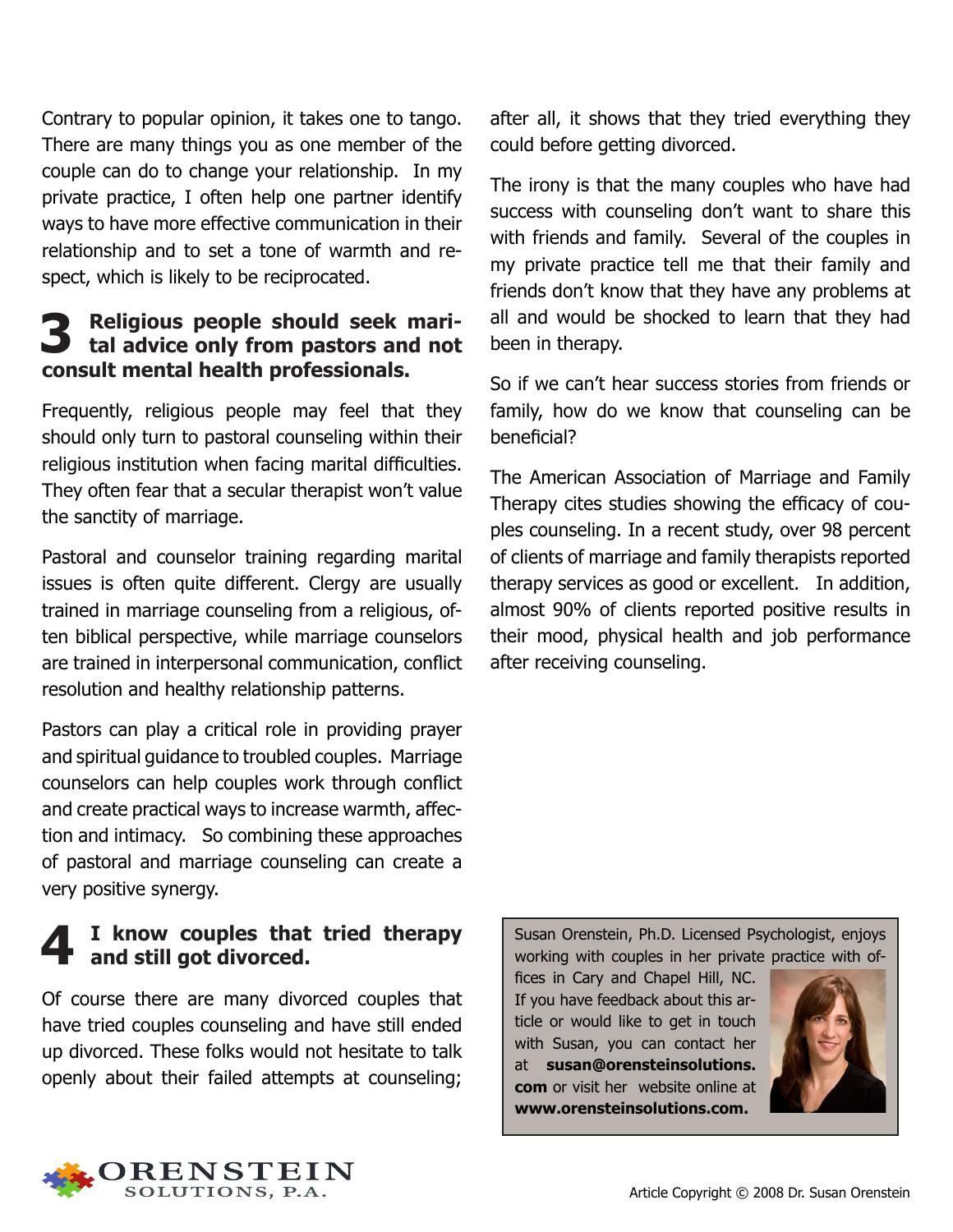Contrary to popular opinion, it takes one to tango. There are many things you as one member of the couple can do to change your relationship. In my private practice, I often help one partner identify ways to have more effective communication in their relationship and to set a tone of warmth and respect, which is likely to be reciprocated.

## 3 Religious people should seek marital advice only from pastors and not consult mental health professionals.

Frequently, religious people may feel that they should only turn to pastoral counseling within their religious institution when facing marital difficulties. They often fear that a secular therapist won't value the sanctity of marriage.

Pastoral and counselor training regarding marital issues is often quite different. Clergy are usually trained in marriage counseling from a religious, often biblical perspective, while marriage counselors are trained in interpersonal communication, conflict resolution and healthy relationship patterns.

Pastors can play a critical role in providing prayer and spiritual guidance to troubled couples. Marriage counselors can help couples work through conflict and create practical ways to increase warmth, affection and intimacy. So combining these approaches of pastoral and marriage counseling can create a very positive synergy.

## 4 I know couples that tried therapy and still got divorced.

Of course there are many divorced couples that have tried couples counseling and have still ended up divorced. These folks would not hesitate to talk openly about their failed attempts at counseling; after all, it shows that they tried everything they could before getting divorced.

The irony is that the many couples who have had success with counseling don't want to share this with friends and family. Several of the couples in my private practice tell me that their family and friends don't know that they have any problems at all and would be shocked to learn that they had been in therapy.

So if we can't hear success stories from friends or family, how do we know that counseling can be beneficial?

The American Association of Marriage and Family Therapy cites studies showing the efficacy of couples counseling. In a recent study, over 98 percent of clients of marriage and family therapists reported therapy services as good or excellent. In addition, almost 90% of clients reported positive results in their mood, physical health and job performance after receiving counseling.

Susan Orenstein, Ph.D. Licensed Psychologist, enjoys working with couples in her private practice with offices in Cary and Chapel Hill, NC. If you have feedback about this article or would like to get in touch with Susan, you can contact her at **susan@orensteinsolutions.com** or visit her website online at **www.orensteinsolutions.com.**

ORENSTEIN SOLUTIONS, P.A.

Article Copyright © 2008 Dr. Susan Orenstein